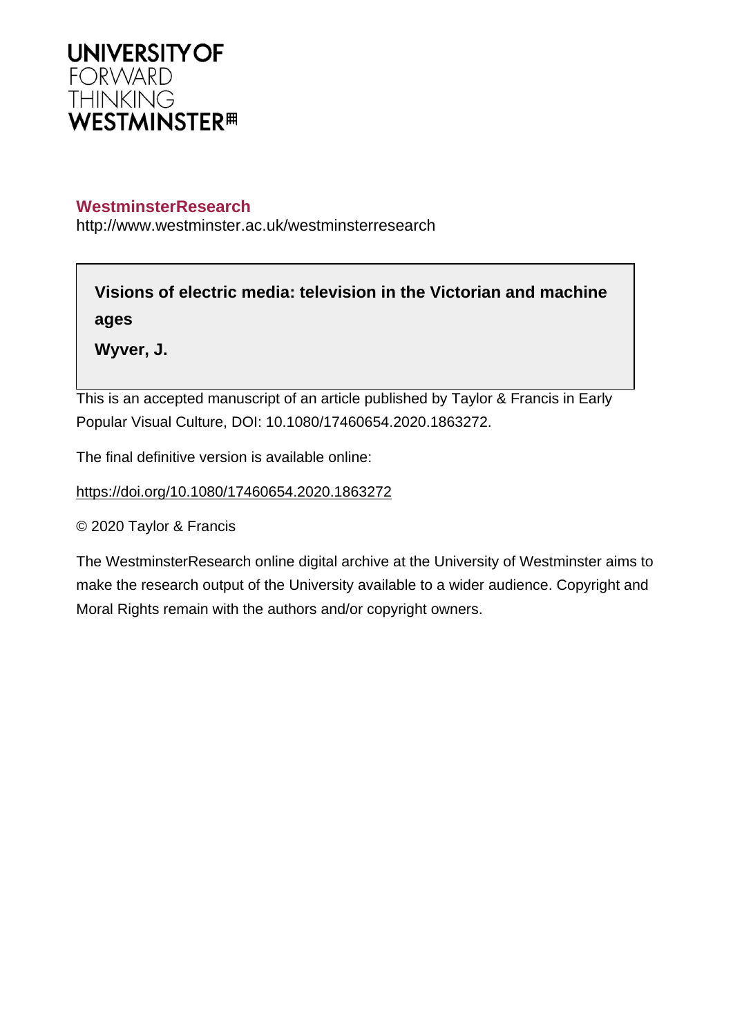UNIVERSITY OF
FORWARD
THINKING
WESTMINSTER

**WestminsterResearch**

http://www.westminster.ac.uk/westminsterresearch

**Visions of electric media: television in the Victorian and machine ages**

**Wyver, J.**

This is an accepted manuscript of an article published by Taylor & Francis in Early Popular Visual Culture, DOI: 10.1080/17460654.2020.1863272.

The final definitive version is available online:

https://doi.org/10.1080/17460654.2020.1863272

© 2020 Taylor & Francis

The WestminsterResearch online digital archive at the University of Westminster aims to make the research output of the University available to a wider audience. Copyright and Moral Rights remain with the authors and/or copyright owners.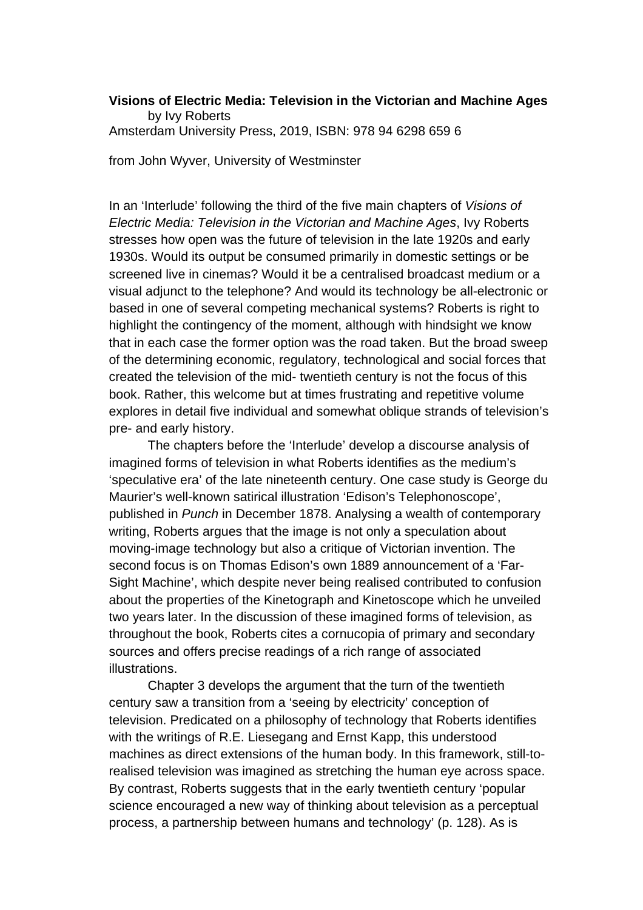**Visions of Electric Media: Television in the Victorian and Machine Ages**
by Ivy Roberts
Amsterdam University Press, 2019, ISBN: 978 94 6298 659 6

from John Wyver, University of Westminster

In an 'Interlude' following the third of the five main chapters of *Visions of Electric Media: Television in the Victorian and Machine Ages*, Ivy Roberts stresses how open was the future of television in the late 1920s and early 1930s. Would its output be consumed primarily in domestic settings or be screened live in cinemas? Would it be a centralised broadcast medium or a visual adjunct to the telephone? And would its technology be all-electronic or based in one of several competing mechanical systems? Roberts is right to highlight the contingency of the moment, although with hindsight we know that in each case the former option was the road taken. But the broad sweep of the determining economic, regulatory, technological and social forces that created the television of the mid- twentieth century is not the focus of this book. Rather, this welcome but at times frustrating and repetitive volume explores in detail five individual and somewhat oblique strands of television's pre- and early history.

The chapters before the 'Interlude' develop a discourse analysis of imagined forms of television in what Roberts identifies as the medium's 'speculative era' of the late nineteenth century. One case study is George du Maurier's well-known satirical illustration 'Edison's Telephonoscope', published in *Punch* in December 1878. Analysing a wealth of contemporary writing, Roberts argues that the image is not only a speculation about moving-image technology but also a critique of Victorian invention. The second focus is on Thomas Edison's own 1889 announcement of a 'Far-Sight Machine', which despite never being realised contributed to confusion about the properties of the Kinetograph and Kinetoscope which he unveiled two years later. In the discussion of these imagined forms of television, as throughout the book, Roberts cites a cornucopia of primary and secondary sources and offers precise readings of a rich range of associated illustrations.

Chapter 3 develops the argument that the turn of the twentieth century saw a transition from a 'seeing by electricity' conception of television. Predicated on a philosophy of technology that Roberts identifies with the writings of R.E. Liesegang and Ernst Kapp, this understood machines as direct extensions of the human body. In this framework, still-to-realised television was imagined as stretching the human eye across space. By contrast, Roberts suggests that in the early twentieth century 'popular science encouraged a new way of thinking about television as a perceptual process, a partnership between humans and technology' (p. 128). As is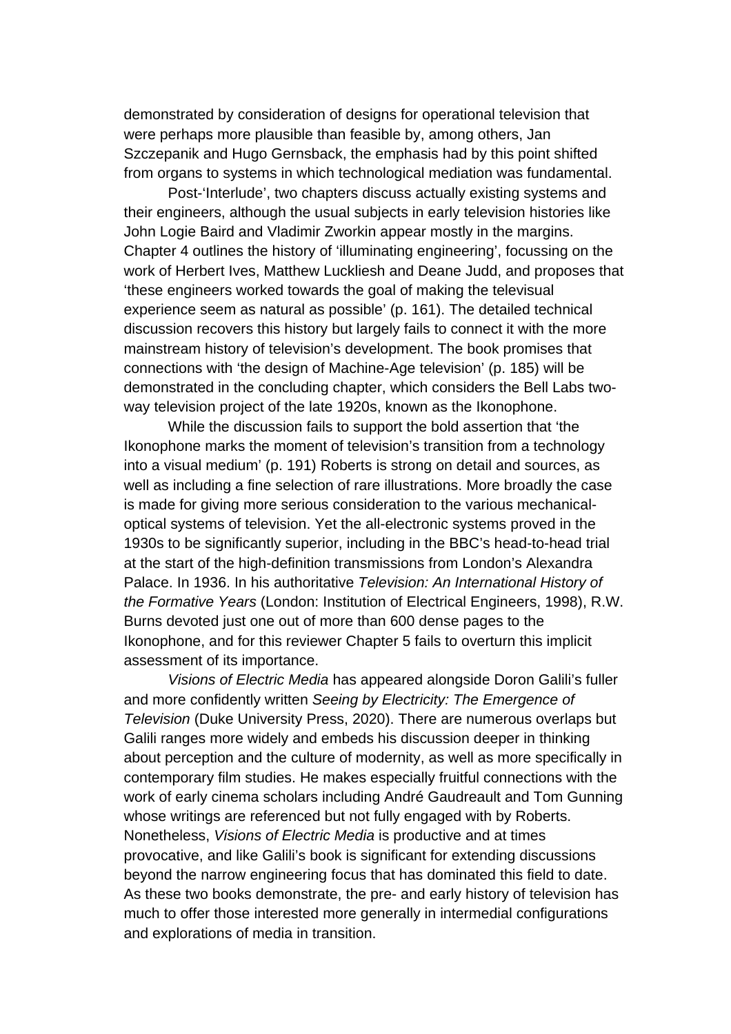demonstrated by consideration of designs for operational television that were perhaps more plausible than feasible by, among others, Jan Szczepanik and Hugo Gernsback, the emphasis had by this point shifted from organs to systems in which technological mediation was fundamental.

Post-'Interlude', two chapters discuss actually existing systems and their engineers, although the usual subjects in early television histories like John Logie Baird and Vladimir Zworkin appear mostly in the margins. Chapter 4 outlines the history of 'illuminating engineering', focussing on the work of Herbert Ives, Matthew Luckliesh and Deane Judd, and proposes that 'these engineers worked towards the goal of making the televisual experience seem as natural as possible' (p. 161). The detailed technical discussion recovers this history but largely fails to connect it with the more mainstream history of television's development. The book promises that connections with 'the design of Machine-Age television' (p. 185) will be demonstrated in the concluding chapter, which considers the Bell Labs two-way television project of the late 1920s, known as the Ikonophone.

While the discussion fails to support the bold assertion that 'the Ikonophone marks the moment of television's transition from a technology into a visual medium' (p. 191) Roberts is strong on detail and sources, as well as including a fine selection of rare illustrations. More broadly the case is made for giving more serious consideration to the various mechanical-optical systems of television. Yet the all-electronic systems proved in the 1930s to be significantly superior, including in the BBC's head-to-head trial at the start of the high-definition transmissions from London's Alexandra Palace. In 1936. In his authoritative *Television: An International History of the Formative Years* (London: Institution of Electrical Engineers, 1998), R.W. Burns devoted just one out of more than 600 dense pages to the Ikonophone, and for this reviewer Chapter 5 fails to overturn this implicit assessment of its importance.

*Visions of Electric Media* has appeared alongside Doron Galili's fuller and more confidently written *Seeing by Electricity: The Emergence of Television* (Duke University Press, 2020). There are numerous overlaps but Galili ranges more widely and embeds his discussion deeper in thinking about perception and the culture of modernity, as well as more specifically in contemporary film studies. He makes especially fruitful connections with the work of early cinema scholars including André Gaudreault and Tom Gunning whose writings are referenced but not fully engaged with by Roberts. Nonetheless, *Visions of Electric Media* is productive and at times provocative, and like Galili's book is significant for extending discussions beyond the narrow engineering focus that has dominated this field to date. As these two books demonstrate, the pre- and early history of television has much to offer those interested more generally in intermedial configurations and explorations of media in transition.